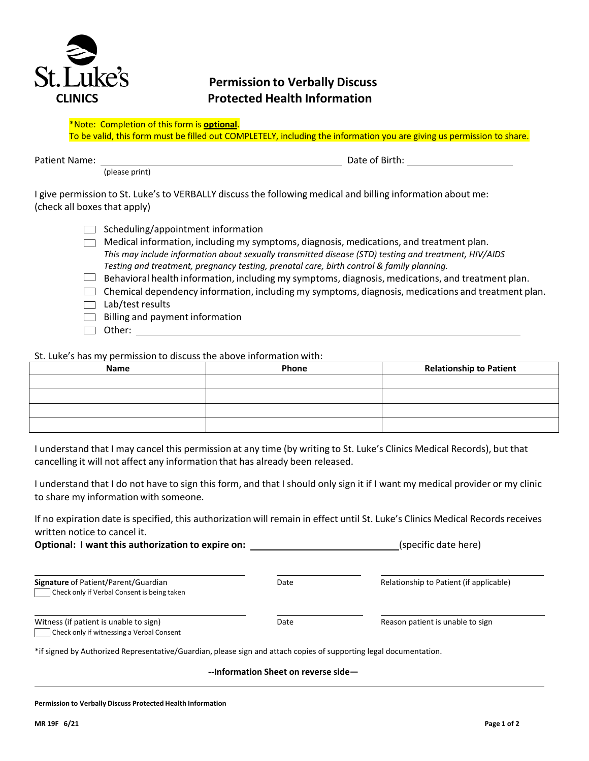**St. Luke's CLINICS**

# Permission to Verbally Discuss Protected Health Information

*Note: Completion of this form is **optional**.
To be valid, this form must be filled out COMPLETELY, including the information you are giving us permission to share.

Patient Name: ______________________________ Date of Birth: ____________________
(please print)

I give permission to St. Luke's to VERBALLY discuss the following medical and billing information about me:
(check all boxes that apply)

- ☐ Scheduling/appointment information
- ☐ Medical information, including my symptoms, diagnosis, medications, and treatment plan.
  *This may include information about sexually transmitted disease (STD) testing and treatment, HIV/AIDS Testing and treatment, pregnancy testing, prenatal care, birth control & family planning.*
- ☐ Behavioral health information, including my symptoms, diagnosis, medications, and treatment plan.
- ☐ Chemical dependency information, including my symptoms, diagnosis, medications and treatment plan.
- ☐ Lab/test results
- ☐ Billing and payment information
- ☐ Other: ______________________________

St. Luke's has my permission to discuss the above information with:

| Name | Phone | Relationship to Patient |
|---|---|---|
| | | |
| | | |
| | | |
| | | |

I understand that I may cancel this permission at any time (by writing to St. Luke's Clinics Medical Records), but that cancelling it will not affect any information that has already been released.

I understand that I do not have to sign this form, and that I should only sign it if I want my medical provider or my clinic to share my information with someone.

If no expiration date is specified, this authorization will remain in effect until St. Luke's Clinics Medical Records receives written notice to cancel it.

**Optional: I want this authorization to expire on:** ______________________(specific date here)

______________________________ ______________ ______________________________
**Signature** of Patient/Parent/Guardian | Date | Relationship to Patient (if applicable)
☐ Check only if Verbal Consent is being taken

______________________________ ______________ ______________________________
Witness (if patient is unable to sign) | Date | Reason patient is unable to sign
☐ Check only if witnessing a Verbal Consent

*if signed by Authorized Representative/Guardian, please sign and attach copies of supporting legal documentation.

**--Information Sheet on reverse side—**

**Permission to Verbally Discuss Protected Health Information**

**MR 19F 6/21**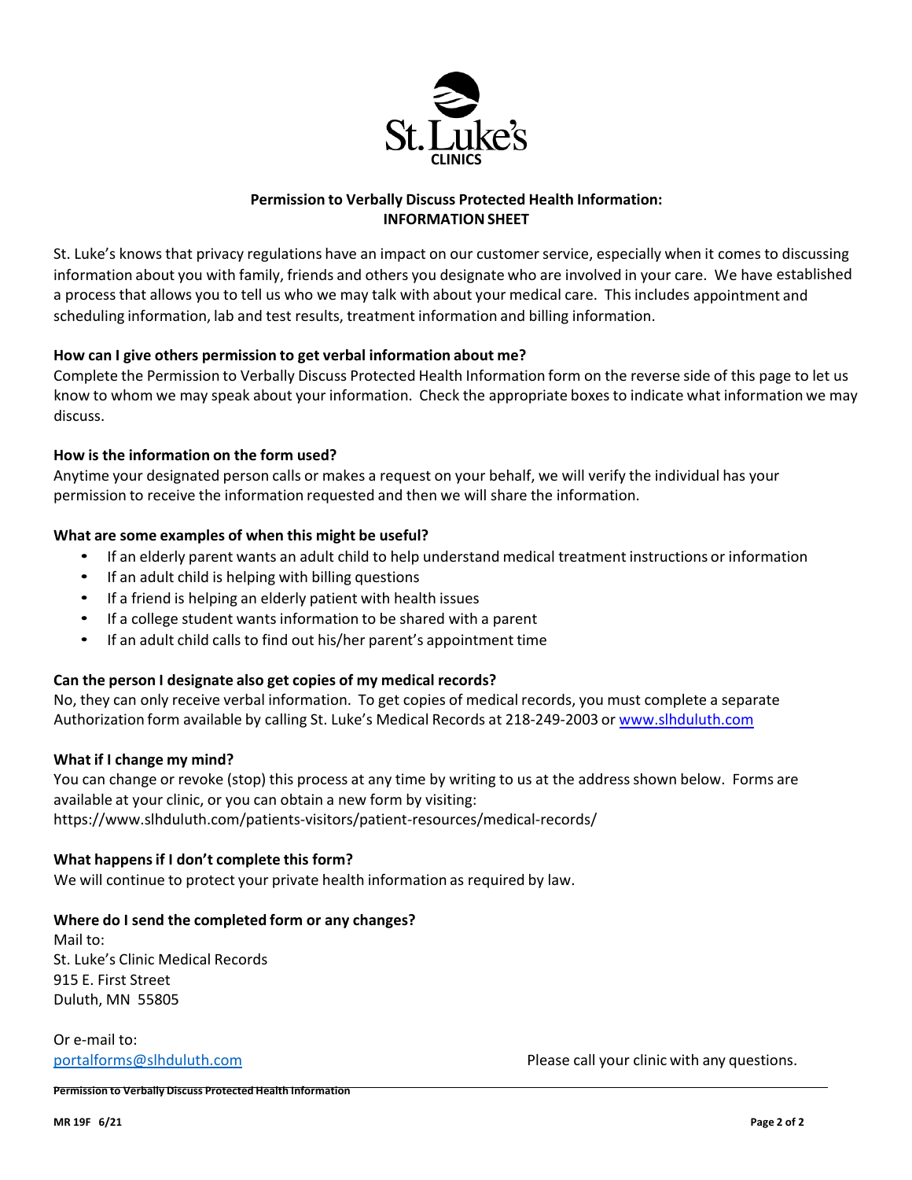St. Luke's
CLINICS

## Permission to Verbally Discuss Protected Health Information: INFORMATION SHEET

St. Luke's knows that privacy regulations have an impact on our customer service, especially when it comes to discussing information about you with family, friends and others you designate who are involved in your care. We have established a process that allows you to tell us who we may talk with about your medical care. This includes appointment and scheduling information, lab and test results, treatment information and billing information.

**How can I give others permission to get verbal information about me?**
Complete the Permission to Verbally Discuss Protected Health Information form on the reverse side of this page to let us know to whom we may speak about your information. Check the appropriate boxes to indicate what information we may discuss.

**How is the information on the form used?**
Anytime your designated person calls or makes a request on your behalf, we will verify the individual has your permission to receive the information requested and then we will share the information.

**What are some examples of when this might be useful?**

- If an elderly parent wants an adult child to help understand medical treatment instructions or information
- If an adult child is helping with billing questions
- If a friend is helping an elderly patient with health issues
- If a college student wants information to be shared with a parent
- If an adult child calls to find out his/her parent's appointment time

**Can the person I designate also get copies of my medical records?**
No, they can only receive verbal information. To get copies of medical records, you must complete a separate Authorization form available by calling St. Luke's Medical Records at 218-249-2003 or [www.slhduluth.com](www.slhduluth.com)

**What if I change my mind?**
You can change or revoke (stop) this process at any time by writing to us at the address shown below. Forms are available at your clinic, or you can obtain a new form by visiting:
https://www.slhduluth.com/patients-visitors/patient-resources/medical-records/

**What happens if I don't complete this form?**
We will continue to protect your private health information as required by law.

**Where do I send the completed form or any changes?**
Mail to:
St. Luke's Clinic Medical Records
915 E. First Street
Duluth, MN 55805

Or e-mail to:
[portalforms@slhduluth.com](mailto:portalforms@slhduluth.com)

Please call your clinic with any questions.

**Permission to Verbally Discuss Protected Health Information**

**MR 19F 6/21**